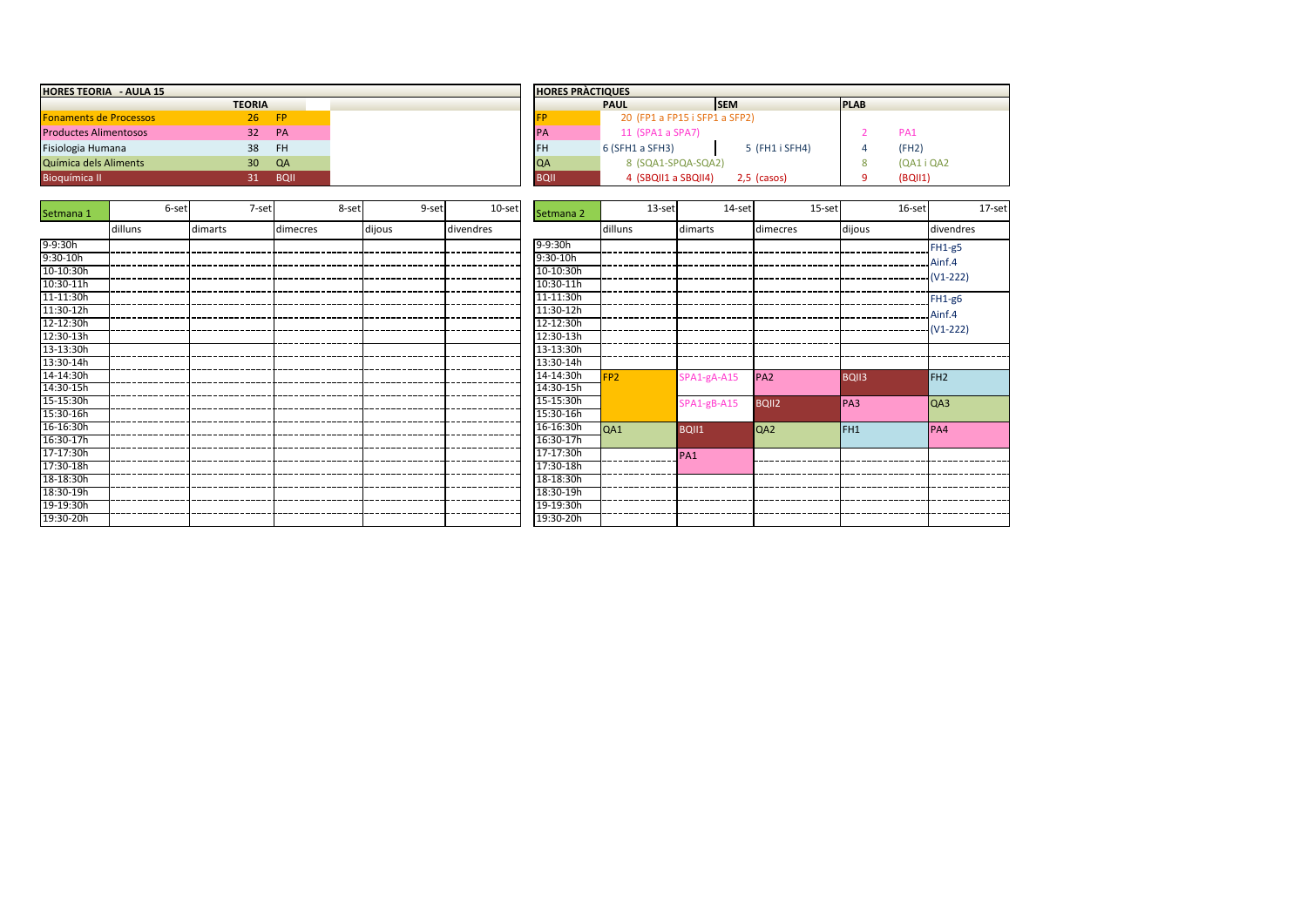## HORES TEORIA - AULA 15

| | TEORIA | |
|---|---|---|
| Fonaments de Processos | 26 | FP |
| Productes Alimentosos | 32 | PA |
| Fisiologia Humana | 38 | FH |
| Química dels Aliments | 30 | QA |
| Bioquímica II | 31 | BQII |

## HORES PRÀCTIQUES

| | PAUL | SEM | PLAB | |
|---|---|---|---|---|
| FP | 20 (FP1 a FP15 i SFP1 a SFP2) | | | |
| PA | 11 (SPA1 a SPA7) | | 2 | PA1 |
| FH | 6 (SFH1 a SFH3) | 5 (FH1 i SFH4) | 4 | (FH2) |
| QA | 8 (SQA1-SPQA-SQA2) | | 8 | (QA1 i QA2 |
| BQII | 4 (SBQII1 a SBQII4) | 2,5 (casos) | 9 | (BQII1) |

## Setmana 1

| Setmana 1 | 6-set | 7-set | 8-set | 9-set | 10-set |
|---|---|---|---|---|---|
| | dilluns | dimarts | dimecres | dijous | divendres |
| 9-9:30h | | | | | |
| 9:30-10h | | | | | |
| 10-10:30h | | | | | |
| 10:30-11h | | | | | |
| 11-11:30h | | | | | |
| 11:30-12h | | | | | |
| 12-12:30h | | | | | |
| 12:30-13h | | | | | |
| 13-13:30h | | | | | |
| 13:30-14h | | | | | |
| 14-14:30h | | | | | |
| 14:30-15h | | | | | |
| 15-15:30h | | | | | |
| 15:30-16h | | | | | |
| 16-16:30h | | | | | |
| 16:30-17h | | | | | |
| 17-17:30h | | | | | |
| 17:30-18h | | | | | |
| 18-18:30h | | | | | |
| 18:30-19h | | | | | |
| 19-19:30h | | | | | |
| 19:30-20h | | | | | |

## Setmana 2

| Setmana 2 | 13-set | 14-set | 15-set | 16-set | 17-set |
|---|---|---|---|---|---|
| | dilluns | dimarts | dimecres | dijous | divendres |
| 9-9:30h | | | | | FH1-g5 Ainf.4 (V1-222) |
| 9:30-10h | | | | | |
| 10-10:30h | | | | | |
| 10:30-11h | | | | | |
| 11-11:30h | | | | | FH1-g6 Ainf.4 (V1-222) |
| 11:30-12h | | | | | |
| 12-12:30h | | | | | |
| 12:30-13h | | | | | |
| 13-13:30h | | | | | |
| 13:30-14h | | | | | |
| 14-14:30h | FP2 | SPA1-gA-A15 | PA2 | BQII3 | FH2 |
| 14:30-15h | | | | | |
| 15-15:30h | | SPA1-gB-A15 | BQII2 | PA3 | QA3 |
| 15:30-16h | | | | | |
| 16-16:30h | QA1 | BQII1 | QA2 | FH1 | PA4 |
| 16:30-17h | | | | | |
| 17-17:30h | | PA1 | | | |
| 17:30-18h | | | | | |
| 18-18:30h | | | | | |
| 18:30-19h | | | | | |
| 19-19:30h | | | | | |
| 19:30-20h | | | | | |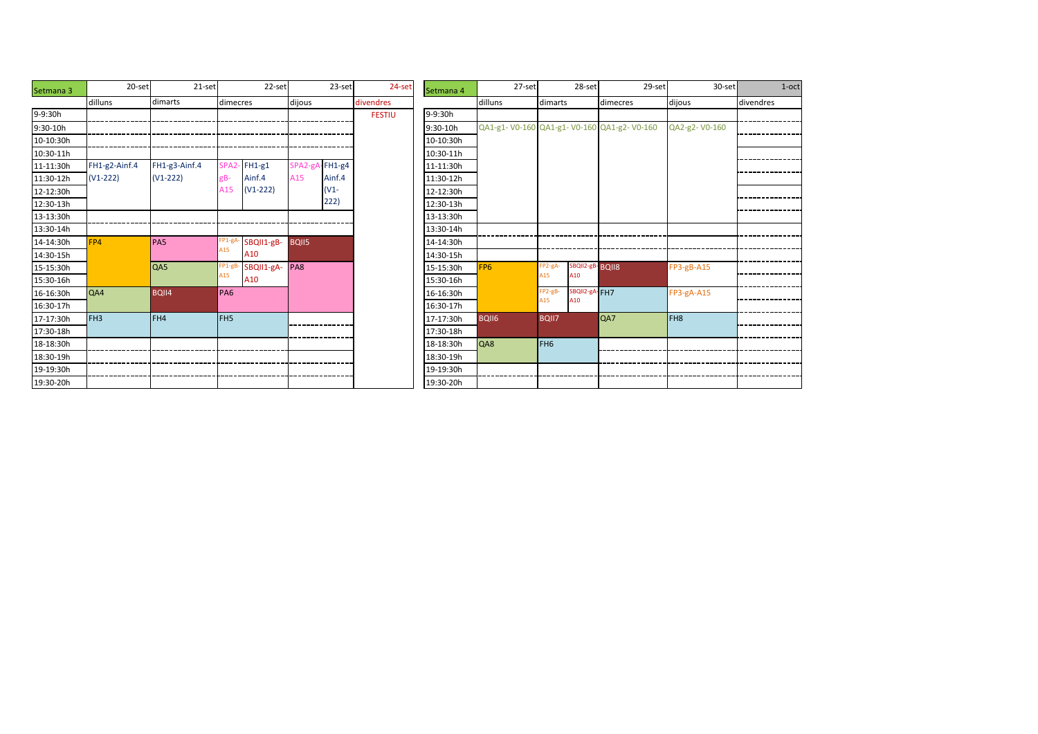| Setmana 3 | 20-set | 21-set | 22-set | | 23-set | | 24-set |
|---|---|---|---|---|---|---|---|
| | dilluns | dimarts | dimecres | | dijous | | divendres |
| 9-9:30h | | | | | | | FESTIU |
| 9:30-10h | | | | | | | |
| 10-10:30h | | | | | | | |
| 10:30-11h | | | | | | | |
| 11-11:30h | FH1-g2-Ainf.4 (V1-222) | FH1-g3-Ainf.4 (V1-222) | SPA2-gB-A15 | FH1-g1 Ainf.4 (V1-222) | SPA2-gA A15 | FH1-g4 Ainf.4 (V1-222) | |
| 11:30-12h | | | | | | | |
| 12-12:30h | | | | | | | |
| 12:30-13h | | | | | | | |
| 13-13:30h | | | | | | | |
| 13:30-14h | | | | | | | |
| 14-14:30h | FP4 | PA5 | FP1-gA-A15 | SBQII1-gB-A10 | BQII5 | | |
| 14:30-15h | | | | | | | |
| 15-15:30h | | QA5 | FP1-gB-A15 | SBQII1-gA-A10 | PA8 | | |
| 15:30-16h | | | | | | | |
| 16-16:30h | QA4 | BQII4 | PA6 | | | | |
| 16:30-17h | | | | | | | |
| 17-17:30h | FH3 | FH4 | FH5 | | | | |
| 17:30-18h | | | | | | | |
| 18-18:30h | | | | | | | |
| 18:30-19h | | | | | | | |
| 19-19:30h | | | | | | | |
| 19:30-20h | | | | | | | |

| Setmana 4 | 27-set | 28-set | | 29-set | 30-set | 1-oct |
|---|---|---|---|---|---|---|
| | dilluns | dimarts | | dimecres | dijous | divendres |
| 9-9:30h | | | | | | |
| 9:30-10h | QA1-g1- V0-160 | QA1-g1- V0-160 | | QA1-g2- V0-160 | QA2-g2- V0-160 | |
| 10-10:30h | | | | | | |
| 10:30-11h | | | | | | |
| 11-11:30h | | | | | | |
| 11:30-12h | | | | | | |
| 12-12:30h | | | | | | |
| 12:30-13h | | | | | | |
| 13-13:30h | | | | | | |
| 13:30-14h | | | | | | |
| 14-14:30h | | | | | | |
| 14:30-15h | | | | | | |
| 15-15:30h | FP6 | FP2-gA-A15 | SBQII2-gB-A10 | BQII8 | FP3-gB-A15 | |
| 15:30-16h | | | | | | |
| 16-16:30h | | FP2-gB-A15 | SBQII2-gA-A10 | FH7 | FP3-gA-A15 | |
| 16:30-17h | | | | | | |
| 17-17:30h | BQII6 | BQII7 | | QA7 | FH8 | |
| 17:30-18h | | | | | | |
| 18-18:30h | QA8 | FH6 | | | | |
| 18:30-19h | | | | | | |
| 19-19:30h | | | | | | |
| 19:30-20h | | | | | | |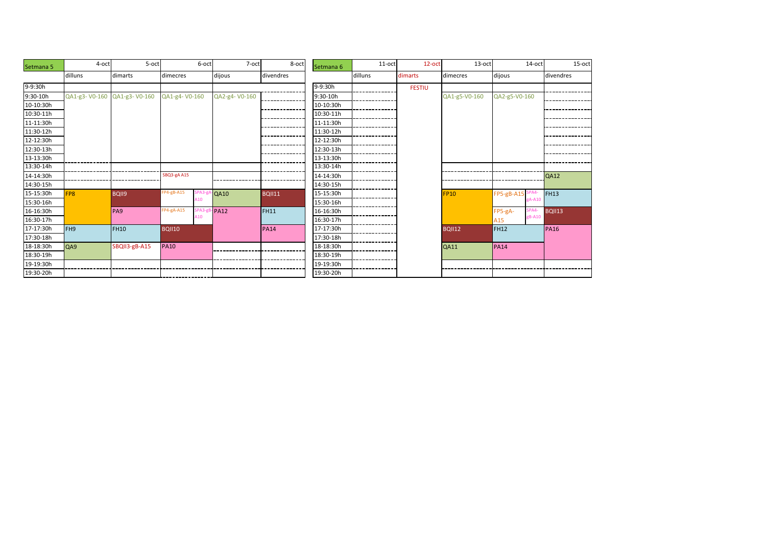| Setmana 5 | 4-oct | 5-oct | 6-oct | | 7-oct | 8-oct |
|---|---|---|---|---|---|---|
| | dilluns | dimarts | dimecres | | dijous | divendres |
| 9-9:30h | | | | | | |
| 9:30-10h | QA1-g3- V0-160 | QA1-g3- V0-160 | QA1-g4- V0-160 | | QA2-g4- V0-160 | |
| 10-10:30h | | | | | | |
| 10:30-11h | | | | | | |
| 11-11:30h | | | | | | |
| 11:30-12h | | | | | | |
| 12-12:30h | | | | | | |
| 12:30-13h | | | | | | |
| 13-13:30h | | | | | | |
| 13:30-14h | | | | | | |
| 14-14:30h | | | SBQ3-gA A15 | | | |
| 14:30-15h | | | | | | |
| 15-15:30h | FP8 | BQII9 | FP4-gB-A15 | SPA3-gA-A10 | QA10 | BQII11 |
| 15:30-16h | | | | | | |
| 16-16:30h | | PA9 | FP4-gA-A15 | SPA3-gB-A10 | PA12 | FH11 |
| 16:30-17h | | | | | | |
| 17-17:30h | FH9 | FH10 | BQII10 | | | PA14 |
| 17:30-18h | | | | | | |
| 18-18:30h | QA9 | SBQII3-gB-A15 | PA10 | | | |
| 18:30-19h | | | | | | |
| 19-19:30h | | | | | | |
| 19:30-20h | | | | | | |

| Setmana 6 | 11-oct | 12-oct | 13-oct | 14-oct | | 15-oct |
|---|---|---|---|---|---|---|
| | dilluns | dimarts | dimecres | dijous | | divendres |
| 9-9:30h | | FESTIU | | | | |
| 9:30-10h | | | QA1-g5-V0-160 | QA2-g5-V0-160 | | |
| 10-10:30h | | | | | | |
| 10:30-11h | | | | | | |
| 11-11:30h | | | | | | |
| 11:30-12h | | | | | | |
| 12-12:30h | | | | | | |
| 12:30-13h | | | | | | |
| 13-13:30h | | | | | | |
| 13:30-14h | | | | | | |
| 14-14:30h | | | | | | QA12 |
| 14:30-15h | | | | | | |
| 15-15:30h | | | FP10 | FP5-gB-A15 | SPA4-gA-A10 | FH13 |
| 15:30-16h | | | | | | |
| 16-16:30h | | | | FP5-gA-A15 | SPA4-gB-A10 | BQII13 |
| 16:30-17h | | | | | | |
| 17-17:30h | | | BQII12 | FH12 | | PA16 |
| 17:30-18h | | | | | | |
| 18-18:30h | | | QA11 | PA14 | | |
| 18:30-19h | | | | | | |
| 19-19:30h | | | | | | |
| 19:30-20h | | | | | | |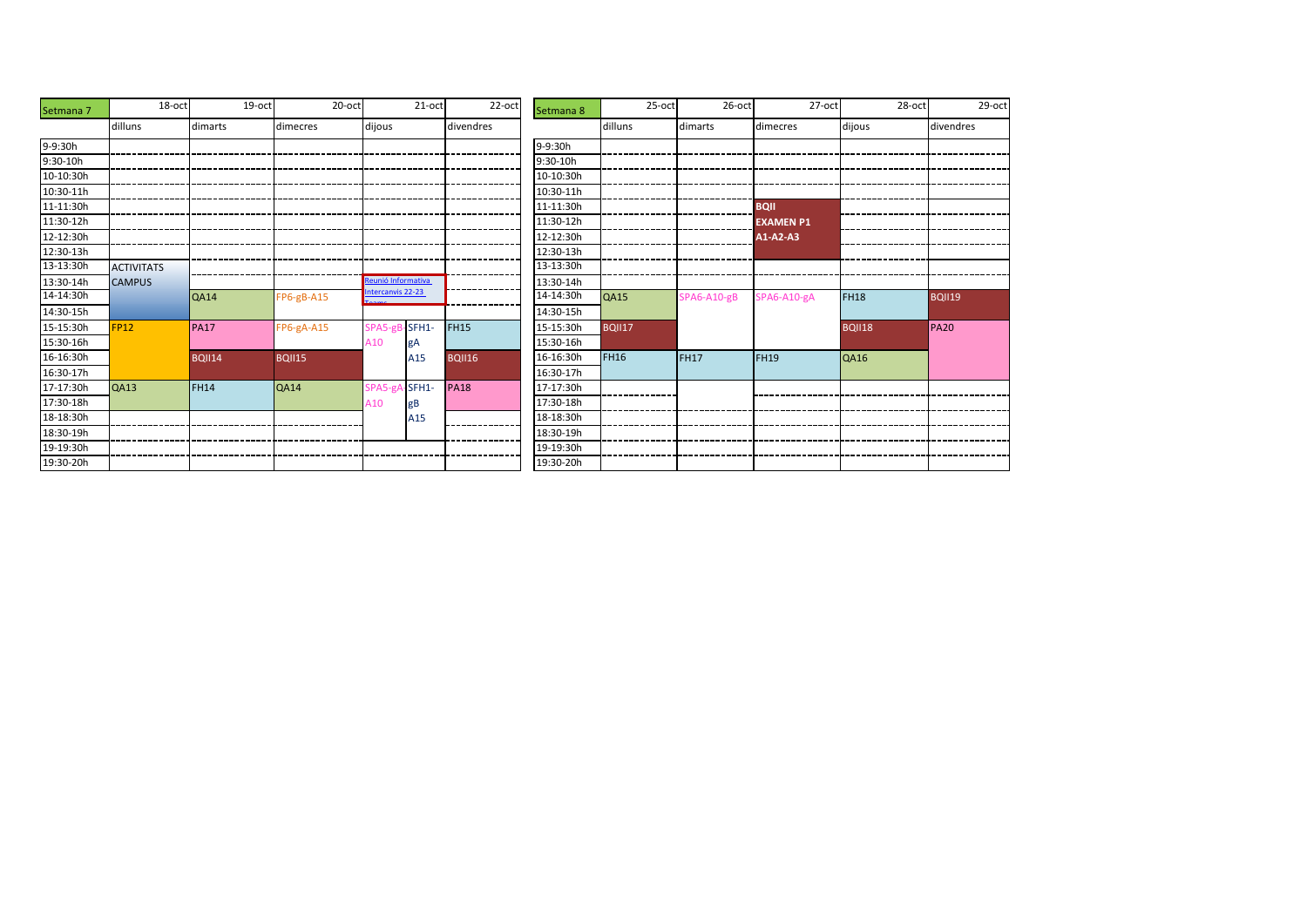| Setmana 7 | 18-oct | 19-oct | 20-oct | 21-oct | | 22-oct |
|---|---|---|---|---|---|---|
| | dilluns | dimarts | dimecres | dijous | | divendres |
| 9-9:30h | | | | | | |
| 9:30-10h | | | | | | |
| 10-10:30h | | | | | | |
| 10:30-11h | | | | | | |
| 11-11:30h | | | | | | |
| 11:30-12h | | | | | | |
| 12-12:30h | | | | | | |
| 12:30-13h | | | | | | |
| 13-13:30h | ACTIVITATS | | | | | |
| 13:30-14h | CAMPUS | | | Reunió Informativa Intercanvis 22-23 Teams | | |
| 14-14:30h | | QA14 | FP6-gB-A15 | | | |
| 14:30-15h | | | | | | |
| 15-15:30h | FP12 | PA17 | FP6-gA-A15 | SPA5-gB A10 | SFH1- gA A15 | FH15 |
| 15:30-16h | | | | | | |
| 16-16:30h | | BQII14 | BQII15 | | | BQII16 |
| 16:30-17h | | | | | | |
| 17-17:30h | QA13 | FH14 | QA14 | SPA5-gA A10 | SFH1- gB A15 | PA18 |
| 17:30-18h | | | | | | |
| 18-18:30h | | | | | | |
| 18:30-19h | | | | | | |
| 19-19:30h | | | | | | |
| 19:30-20h | | | | | | |

| Setmana 8 | 25-oct | 26-oct | 27-oct | 28-oct | 29-oct |
|---|---|---|---|---|---|
| | dilluns | dimarts | dimecres | dijous | divendres |
| 9-9:30h | | | | | |
| 9:30-10h | | | | | |
| 10-10:30h | | | | | |
| 10:30-11h | | | | | |
| 11-11:30h | | | BQII EXAMEN P1 A1-A2-A3 | | |
| 11:30-12h | | | | | |
| 12-12:30h | | | | | |
| 12:30-13h | | | | | |
| 13-13:30h | | | | | |
| 13:30-14h | | | | | |
| 14-14:30h | QA15 | SPA6-A10-gB | SPA6-A10-gA | FH18 | BQII19 |
| 14:30-15h | | | | | |
| 15-15:30h | BQII17 | | | BQII18 | PA20 |
| 15:30-16h | | | | | |
| 16-16:30h | FH16 | FH17 | FH19 | QA16 | |
| 16:30-17h | | | | | |
| 17-17:30h | | | | | |
| 17:30-18h | | | | | |
| 18-18:30h | | | | | |
| 18:30-19h | | | | | |
| 19-19:30h | | | | | |
| 19:30-20h | | | | | |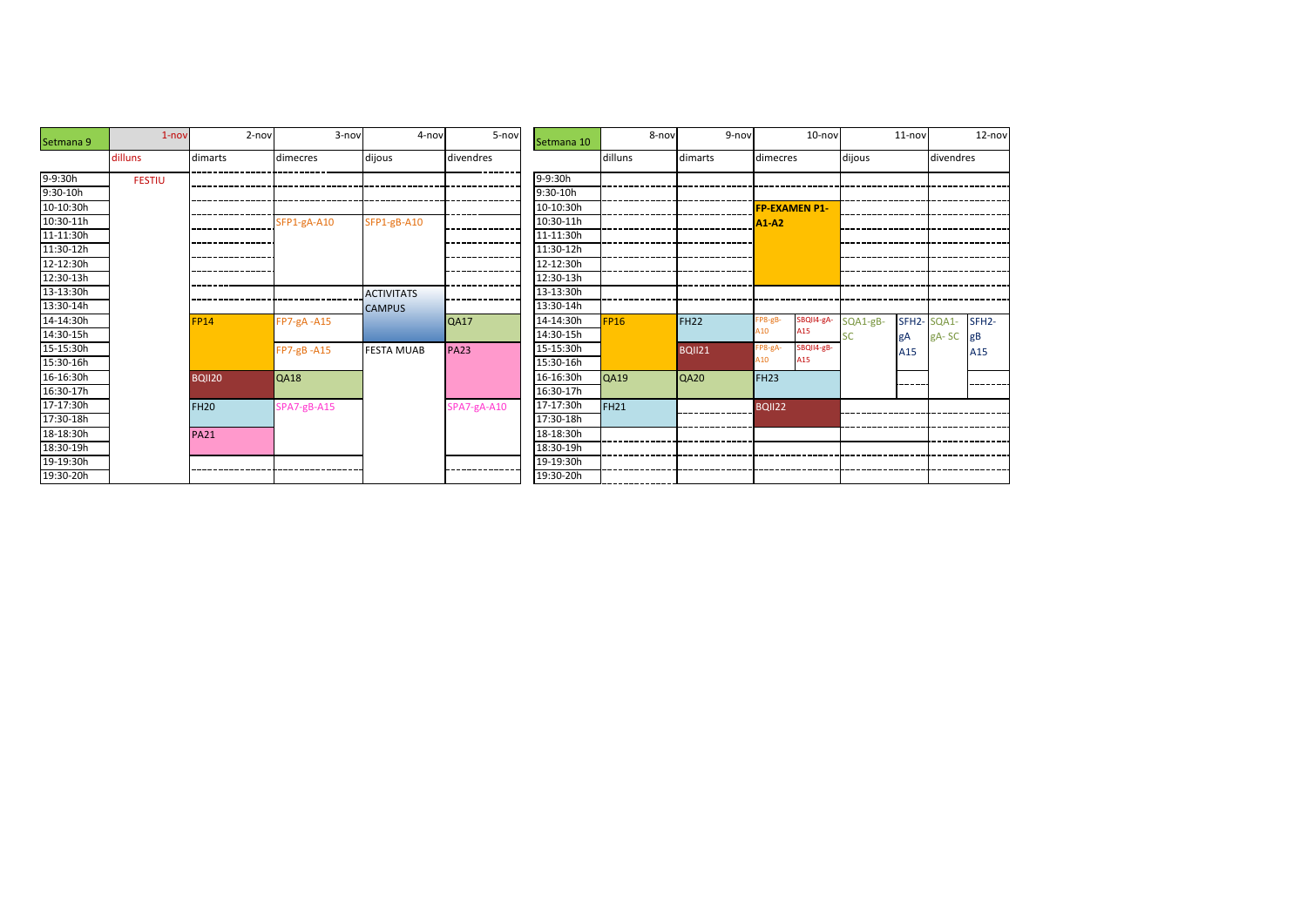| Setmana 9 | 1-nov | 2-nov | 3-nov | 4-nov | 5-nov |
|---|---|---|---|---|---|
| | dilluns | dimarts | dimecres | dijous | divendres |
| 9-9:30h | FESTIU | | | | |
| 9:30-10h | | | | | |
| 10-10:30h | | | | | |
| 10:30-11h | | | SFP1-gA-A10 | SFP1-gB-A10 | |
| 11-11:30h | | | | | |
| 11:30-12h | | | | | |
| 12-12:30h | | | | | |
| 12:30-13h | | | | | |
| 13-13:30h | | | | ACTIVITATS CAMPUS | |
| 13:30-14h | | | | | |
| 14-14:30h | | FP14 | FP7-gA -A15 | | QA17 |
| 14:30-15h | | | | | |
| 15-15:30h | | | FP7-gB -A15 | FESTA MUAB | PA23 |
| 15:30-16h | | | | | |
| 16-16:30h | | BQII20 | QA18 | | |
| 16:30-17h | | | | | |
| 17-17:30h | | FH20 | SPA7-gB-A15 | | SPA7-gA-A10 |
| 17:30-18h | | | | | |
| 18-18:30h | | PA21 | | | |
| 18:30-19h | | | | | |
| 19-19:30h | | | | | |
| 19:30-20h | | | | | |

| Setmana 10 | 8-nov | 9-nov | 10-nov | | 11-nov | | 12-nov | |
|---|---|---|---|---|---|---|---|---|
| | dilluns | dimarts | dimecres | | dijous | | divendres | |
| 9-9:30h | | | | | | | | |
| 9:30-10h | | | | | | | | |
| 10-10:30h | | | FP-EXAMEN P1-A1-A2 | | | | | |
| 10:30-11h | | | | | | | | |
| 11-11:30h | | | | | | | | |
| 11:30-12h | | | | | | | | |
| 12-12:30h | | | | | | | | |
| 12:30-13h | | | | | | | | |
| 13-13:30h | | | | | | | | |
| 13:30-14h | | | | | | | | |
| 14-14:30h | FP16 | FH22 | FP8-gB-A10 | SBQII4-gA-A15 | SQA1-gB-SC | SFH2-gA A15 | SQA1-gA- SC | SFH2-gB A15 |
| 14:30-15h | | | | | | | | |
| 15-15:30h | | BQII21 | FP8-gA-A10 | SBQII4-gB-A15 | | | | |
| 15:30-16h | | | | | | | | |
| 16-16:30h | QA19 | QA20 | FH23 | | | | | |
| 16:30-17h | | | | | | | | |
| 17-17:30h | FH21 | | BQII22 | | | | | |
| 17:30-18h | | | | | | | | |
| 18-18:30h | | | | | | | | |
| 18:30-19h | | | | | | | | |
| 19-19:30h | | | | | | | | |
| 19:30-20h | | | | | | | | |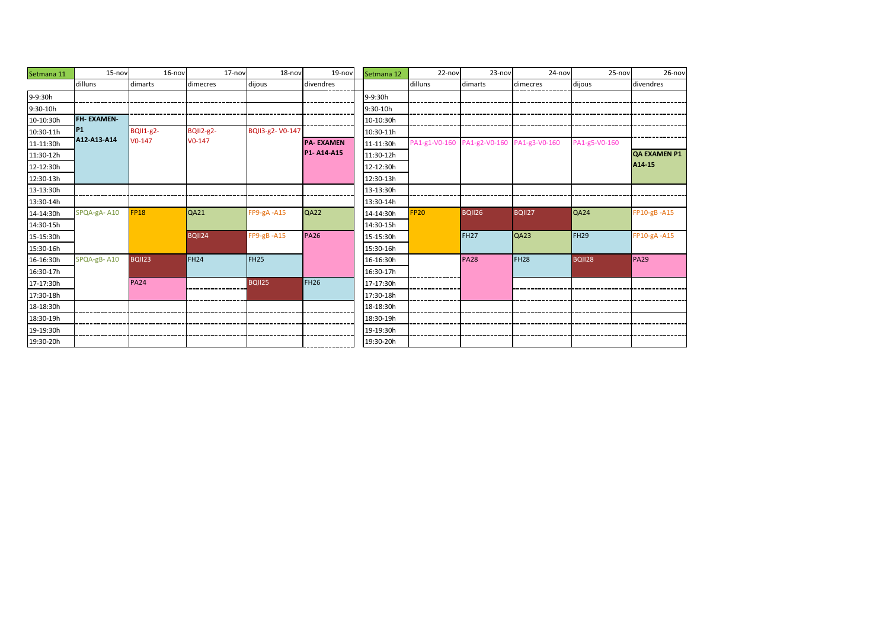| Setmana 11 | 15-nov | 16-nov | 17-nov | 18-nov | 19-nov |
|---|---|---|---|---|---|
| | dilluns | dimarts | dimecres | dijous | divendres |
| 9-9:30h | | | | | |
| 9:30-10h | | | | | |
| 10-10:30h | **FH- EXAMEN- P1 A12-A13-A14** | | | | |
| 10:30-11h | | BQII1-g2- V0-147 | BQII2-g2- V0-147 | BQII3-g2- V0-147 | |
| 11-11:30h | | | | | **PA- EXAMEN P1- A14-A15** |
| 11:30-12h | | | | | |
| 12-12:30h | | | | | |
| 12:30-13h | | | | | |
| 13-13:30h | | | | | |
| 13:30-14h | | | | | |
| 14-14:30h | SPQA-gA- A10 | FP18 | QA21 | FP9-gA -A15 | QA22 |
| 14:30-15h | | | | | |
| 15-15:30h | | | BQII24 | FP9-gB -A15 | PA26 |
| 15:30-16h | | | | | |
| 16-16:30h | SPQA-gB- A10 | BQII23 | FH24 | FH25 | |
| 16:30-17h | | | | | |
| 17-17:30h | | PA24 | | BQII25 | FH26 |
| 17:30-18h | | | | | |
| 18-18:30h | | | | | |
| 18:30-19h | | | | | |
| 19-19:30h | | | | | |
| 19:30-20h | | | | | |

| Setmana 12 | 22-nov | 23-nov | 24-nov | 25-nov | 26-nov |
|---|---|---|---|---|---|
| | dilluns | dimarts | dimecres | dijous | divendres |
| 9-9:30h | | | | | |
| 9:30-10h | | | | | |
| 10-10:30h | | | | | |
| 10:30-11h | | | | | |
| 11-11:30h | PA1-g1-V0-160 | PA1-g2-V0-160 | PA1-g3-V0-160 | PA1-g5-V0-160 | |
| 11:30-12h | | | | | **QA EXAMEN P1 A14-15** |
| 12-12:30h | | | | | |
| 12:30-13h | | | | | |
| 13-13:30h | | | | | |
| 13:30-14h | | | | | |
| 14-14:30h | FP20 | BQII26 | BQII27 | QA24 | FP10-gB -A15 |
| 14:30-15h | | | | | |
| 15-15:30h | | FH27 | QA23 | FH29 | FP10-gA -A15 |
| 15:30-16h | | | | | |
| 16-16:30h | | PA28 | FH28 | BQII28 | PA29 |
| 16:30-17h | | | | | |
| 17-17:30h | | | | | |
| 17:30-18h | | | | | |
| 18-18:30h | | | | | |
| 18:30-19h | | | | | |
| 19-19:30h | | | | | |
| 19:30-20h | | | | | |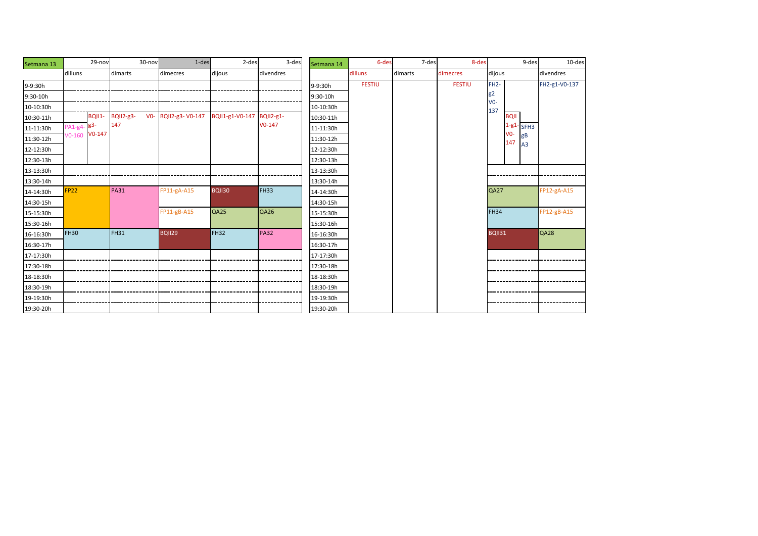| Setmana 13 | 29-nov | | 30-nov | 1-des | 2-des | 3-des |
|---|---|---|---|---|---|---|
| | dilluns | | dimarts | dimecres | dijous | divendres |
| 9-9:30h | | | | | | |
| 9:30-10h | | | | | | |
| 10-10:30h | | | | | | |
| 10:30-11h | | BQII1-g3-V0-147 | BQII2-g3-V0-147 | BQII2-g3- V0-147 | BQII1-g1-V0-147 | BQII2-g1-V0-147 |
| 11-11:30h | PA1-g4-V0-160 | | | | | |
| 11:30-12h | | | | | | |
| 12-12:30h | | | | | | |
| 12:30-13h | | | | | | |
| 13-13:30h | | | | | | |
| 13:30-14h | | | | | | |
| 14-14:30h | FP22 | | PA31 | FP11-gA-A15 | BQII30 | FH33 |
| 14:30-15h | | | | | | |
| 15-15:30h | | | | FP11-gB-A15 | QA25 | QA26 |
| 15:30-16h | | | | | | |
| 16-16:30h | FH30 | | FH31 | BQII29 | FH32 | PA32 |
| 16:30-17h | | | | | | |
| 17-17:30h | | | | | | |
| 17:30-18h | | | | | | |
| 18-18:30h | | | | | | |
| 18:30-19h | | | | | | |
| 19-19:30h | | | | | | |
| 19:30-20h | | | | | | |

| Setmana 14 | 6-des | 7-des | 8-des | 9-des | | | 10-des |
|---|---|---|---|---|---|---|---|
| | dilluns | dimarts | dimecres | dijous | | | divendres |
| 9-9:30h | FESTIU | | FESTIU | FH2-g2 V0-137 | | | FH2-g1-V0-137 |
| 9:30-10h | | | | | | | |
| 10-10:30h | | | | | | | |
| 10:30-11h | | | | | BQII 1-g1-V0-147 | | |
| 11-11:30h | | | | | | SFH3 gB A3 | |
| 11:30-12h | | | | | | | |
| 12-12:30h | | | | | | | |
| 12:30-13h | | | | | | | |
| 13-13:30h | | | | | | | |
| 13:30-14h | | | | | | | |
| 14-14:30h | | | | QA27 | | | FP12-gA-A15 |
| 14:30-15h | | | | | | | |
| 15-15:30h | | | | FH34 | | | FP12-gB-A15 |
| 15:30-16h | | | | | | | |
| 16-16:30h | | | | BQII31 | | | QA28 |
| 16:30-17h | | | | | | | |
| 17-17:30h | | | | | | | |
| 17:30-18h | | | | | | | |
| 18-18:30h | | | | | | | |
| 18:30-19h | | | | | | | |
| 19-19:30h | | | | | | | |
| 19:30-20h | | | | | | | |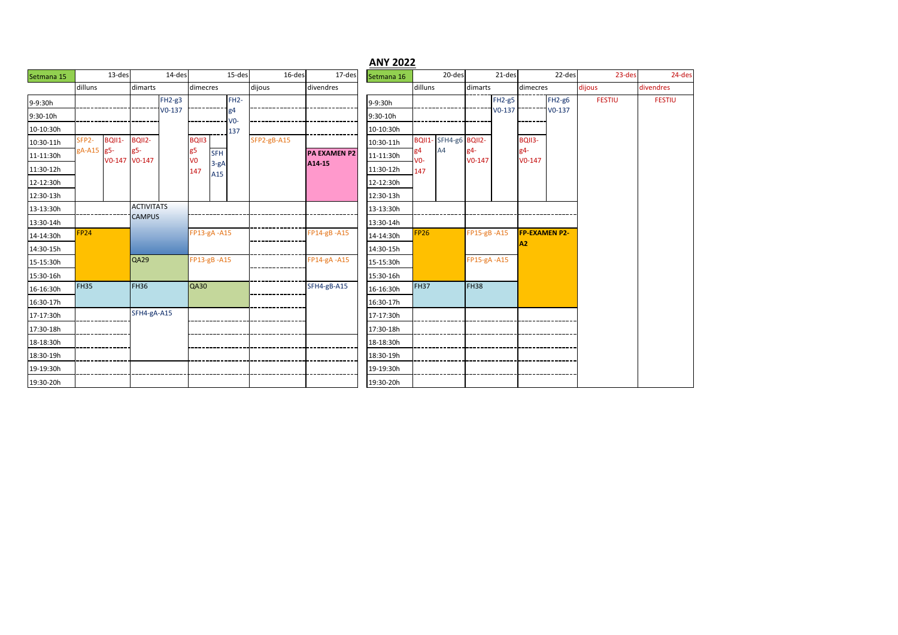## ANY 2022

| Setmana 15 | 13-des | | 14-des | | 15-des | | 16-des | 17-des |
|---|---|---|---|---|---|---|---|---|
| | dilluns | | dimarts | | dimecres | | dijous | divendres |
| 9-9:30h | | | | FH2-g3 V0-137 | | FH2-g4 V0-137 | | |
| 9:30-10h | | | | | | | | |
| 10-10:30h | | | | | | | | |
| 10:30-11h | SFP2-gA-A15 | BQII1-g5-V0-147 | BQII2-g5-V0-147 | | BQII3 g5 V0 147 | SFH3-gA A15 | SFP2-gB-A15 | |
| 11-11:30h | | | | | | | | PA EXAMEN P2 A14-15 |
| 11:30-12h | | | | | | | | |
| 12-12:30h | | | | | | | | |
| 12:30-13h | | | | | | | | |
| 13-13:30h | | | ACTIVITATS CAMPUS | | | | | |
| 13:30-14h | | | | | | | | |
| 14-14:30h | FP24 | | | | FP13-gA -A15 | | | FP14-gB -A15 |
| 14:30-15h | | | | | | | | |
| 15-15:30h | | | QA29 | | FP13-gB -A15 | | | FP14-gA -A15 |
| 15:30-16h | | | | | | | | |
| 16-16:30h | FH35 | | FH36 | | QA30 | | | SFH4-gB-A15 |
| 16:30-17h | | | | | | | | |
| 17-17:30h | | | SFH4-gA-A15 | | | | | |
| 17:30-18h | | | | | | | | |
| 18-18:30h | | | | | | | | |
| 18:30-19h | | | | | | | | |
| 19-19:30h | | | | | | | | |
| 19:30-20h | | | | | | | | |

| Setmana 16 | 20-des | | 21-des | | 22-des | | 23-des | 24-des |
|---|---|---|---|---|---|---|---|---|
| | dilluns | | dimarts | | dimecres | | dijous | divendres |
| 9-9:30h | | | | FH2-g5 V0-137 | | FH2-g6 V0-137 | FESTIU | FESTIU |
| 9:30-10h | | | | | | | | |
| 10-10:30h | | | | | | | | |
| 10:30-11h | BQII1-g4 V0-147 | SFH4-g6 A4 | BQII2-g4-V0-147 | | BQII3-g4-V0-147 | | | |
| 11-11:30h | | | | | | | | |
| 11:30-12h | | | | | | | | |
| 12-12:30h | | | | | | | | |
| 12:30-13h | | | | | | | | |
| 13-13:30h | | | | | | | | |
| 13:30-14h | | | | | | | | |
| 14-14:30h | FP26 | | FP15-gB -A15 | | FP-EXAMEN P2-A2 | | | |
| 14:30-15h | | | | | | | | |
| 15-15:30h | | | FP15-gA -A15 | | | | | |
| 15:30-16h | | | | | | | | |
| 16-16:30h | FH37 | | FH38 | | | | | |
| 16:30-17h | | | | | | | | |
| 17-17:30h | | | | | | | | |
| 17:30-18h | | | | | | | | |
| 18-18:30h | | | | | | | | |
| 18:30-19h | | | | | | | | |
| 19-19:30h | | | | | | | | |
| 19:30-20h | | | | | | | | |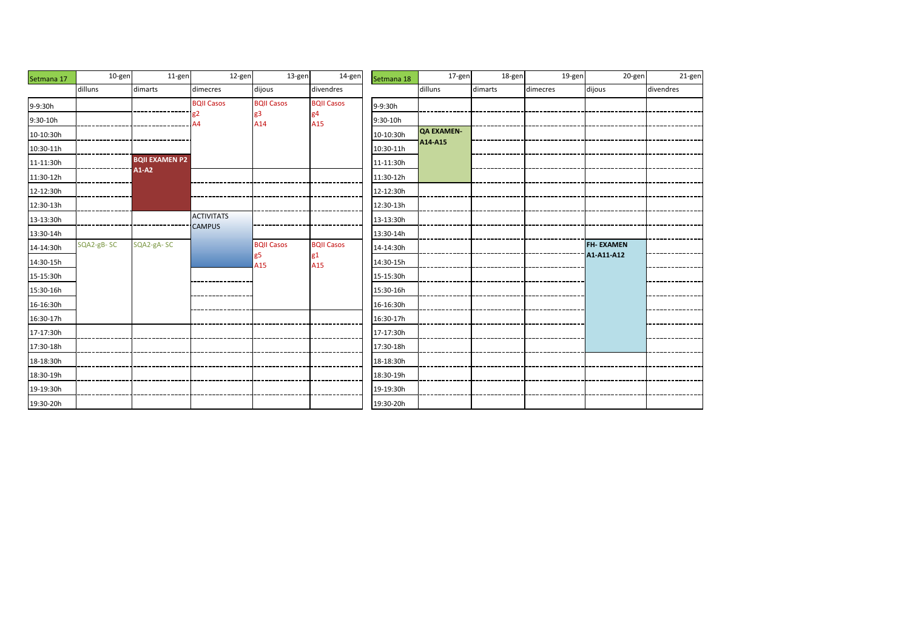| Setmana 17 | 10-gen | 11-gen | 12-gen | 13-gen | 14-gen |
|---|---|---|---|---|---|
| | dilluns | dimarts | dimecres | dijous | divendres |
| 9-9:30h | | | BQII Casos g2 A4 | BQII Casos g3 A14 | BQII Casos g4 A15 |
| 9:30-10h | | | | | |
| 10-10:30h | | | | | |
| 10:30-11h | | | | | |
| 11-11:30h | | **BQII EXAMEN P2 A1-A2** | | | |
| 11:30-12h | | | | | |
| 12-12:30h | | | | | |
| 12:30-13h | | | | | |
| 13-13:30h | | | ACTIVITATS CAMPUS | | |
| 13:30-14h | | | | | |
| 14-14:30h | SQA2-gB- SC | SQA2-gA- SC | | BQII Casos g5 A15 | BQII Casos g1 A15 |
| 14:30-15h | | | | | |
| 15-15:30h | | | | | |
| 15:30-16h | | | | | |
| 16-16:30h | | | | | |
| 16:30-17h | | | | | |
| 17-17:30h | | | | | |
| 17:30-18h | | | | | |
| 18-18:30h | | | | | |
| 18:30-19h | | | | | |
| 19-19:30h | | | | | |
| 19:30-20h | | | | | |

| Setmana 18 | 17-gen | 18-gen | 19-gen | 20-gen | 21-gen |
|---|---|---|---|---|---|
| | dilluns | dimarts | dimecres | dijous | divendres |
| 9-9:30h | | | | | |
| 9:30-10h | | | | | |
| 10-10:30h | **QA EXAMEN- A14-A15** | | | | |
| 10:30-11h | | | | | |
| 11-11:30h | | | | | |
| 11:30-12h | | | | | |
| 12-12:30h | | | | | |
| 12:30-13h | | | | | |
| 13-13:30h | | | | | |
| 13:30-14h | | | | | |
| 14-14:30h | | | | **FH- EXAMEN A1-A11-A12** | |
| 14:30-15h | | | | | |
| 15-15:30h | | | | | |
| 15:30-16h | | | | | |
| 16-16:30h | | | | | |
| 16:30-17h | | | | | |
| 17-17:30h | | | | | |
| 17:30-18h | | | | | |
| 18-18:30h | | | | | |
| 18:30-19h | | | | | |
| 19-19:30h | | | | | |
| 19:30-20h | | | | | |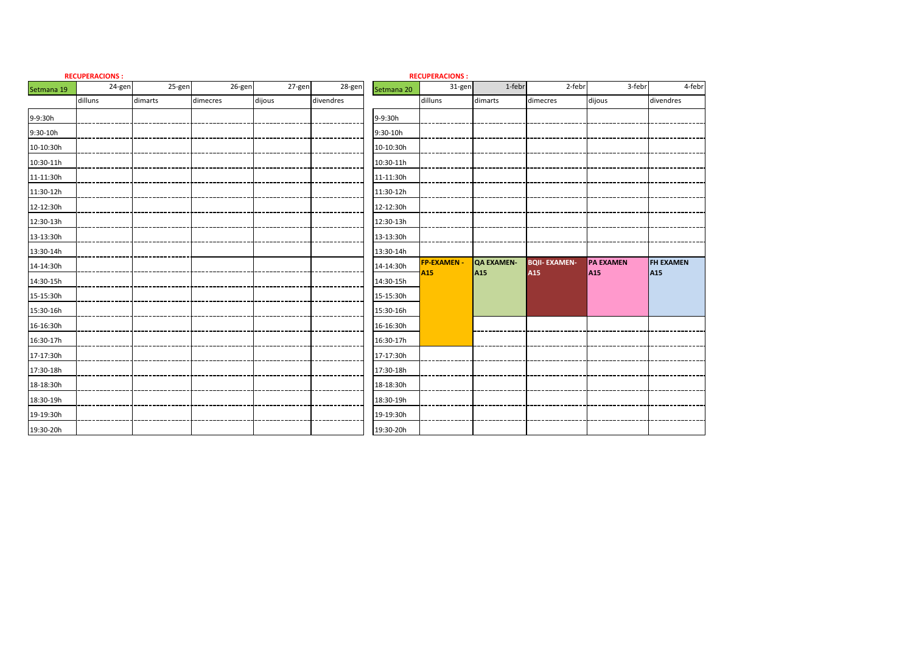**RECUPERACIONS :**

| Setmana 19 | 24-gen | 25-gen | 26-gen | 27-gen | 28-gen |
|---|---|---|---|---|---|
| | dilluns | dimarts | dimecres | dijous | divendres |
| 9-9:30h | | | | | |
| 9:30-10h | | | | | |
| 10-10:30h | | | | | |
| 10:30-11h | | | | | |
| 11-11:30h | | | | | |
| 11:30-12h | | | | | |
| 12-12:30h | | | | | |
| 12:30-13h | | | | | |
| 13-13:30h | | | | | |
| 13:30-14h | | | | | |
| 14-14:30h | | | | | |
| 14:30-15h | | | | | |
| 15-15:30h | | | | | |
| 15:30-16h | | | | | |
| 16-16:30h | | | | | |
| 16:30-17h | | | | | |
| 17-17:30h | | | | | |
| 17:30-18h | | | | | |
| 18-18:30h | | | | | |
| 18:30-19h | | | | | |
| 19-19:30h | | | | | |
| 19:30-20h | | | | | |

**RECUPERACIONS :**

| Setmana 20 | 31-gen | 1-febr | 2-febr | 3-febr | 4-febr |
|---|---|---|---|---|---|
| | dilluns | dimarts | dimecres | dijous | divendres |
| 9-9:30h | | | | | |
| 9:30-10h | | | | | |
| 10-10:30h | | | | | |
| 10:30-11h | | | | | |
| 11-11:30h | | | | | |
| 11:30-12h | | | | | |
| 12-12:30h | | | | | |
| 12:30-13h | | | | | |
| 13-13:30h | | | | | |
| 13:30-14h | | | | | |
| 14-14:30h | **FP-EXAMEN - A15** | **QA EXAMEN- A15** | **BQII- EXAMEN- A15** | **PA EXAMEN A15** | **FH EXAMEN A15** |
| 14:30-15h | | | | | |
| 15-15:30h | | | | | |
| 15:30-16h | | | | | |
| 16-16:30h | | | | | |
| 16:30-17h | | | | | |
| 17-17:30h | | | | | |
| 17:30-18h | | | | | |
| 18-18:30h | | | | | |
| 18:30-19h | | | | | |
| 19-19:30h | | | | | |
| 19:30-20h | | | | | |